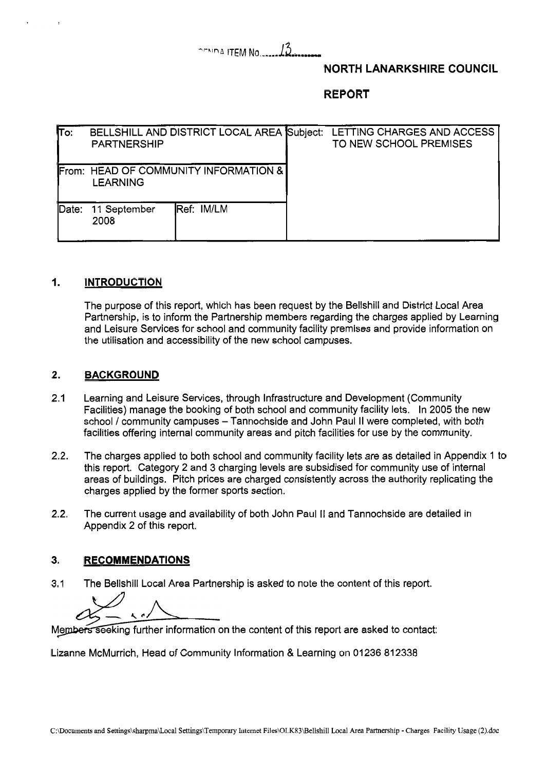AGENDA ITEM No. 13

## NORTH LANARKSHIRE COUNCIL

## REPORT

| To: BELLSHILL AND DISTRICT LOCAL AREA PARTNERSHIP | | Subject: LETTING CHARGES AND ACCESS TO NEW SCHOOL PREMISES |
|---|---|---|
| From: HEAD OF COMMUNITY INFORMATION & LEARNING | | |
| Date: 11 September 2008 | Ref: IM/LM | |

### 1. INTRODUCTION

The purpose of this report, which has been request by the Bellshill and District Local Area Partnership, is to inform the Partnership members regarding the charges applied by Learning and Leisure Services for school and community facility premises and provide information on the utilisation and accessibility of the new school campuses.

### 2. BACKGROUND

2.1 Learning and Leisure Services, through Infrastructure and Development (Community Facilities) manage the booking of both school and community facility lets. In 2005 the new school / community campuses – Tannochside and John Paul II were completed, with both facilities offering internal community areas and pitch facilities for use by the community.

2.2. The charges applied to both school and community facility lets are as detailed in Appendix 1 to this report. Category 2 and 3 charging levels are subsidised for community use of internal areas of buildings. Pitch prices are charged consistently across the authority replicating the charges applied by the former sports section.

2.2. The current usage and availability of both John Paul II and Tannochside are detailed in Appendix 2 of this report.

### 3. RECOMMENDATIONS

3.1 The Bellshill Local Area Partnership is asked to note the content of this report.

Members seeking further information on the content of this report are asked to contact:

Lizanne McMurrich, Head of Community Information & Learning on 01236 812338

C:\Documents and Settings\sharpma\Local Settings\Temporary Internet Files\OLK83\Bellshill Local Area Partnership - Charges Facility Usage (2).doc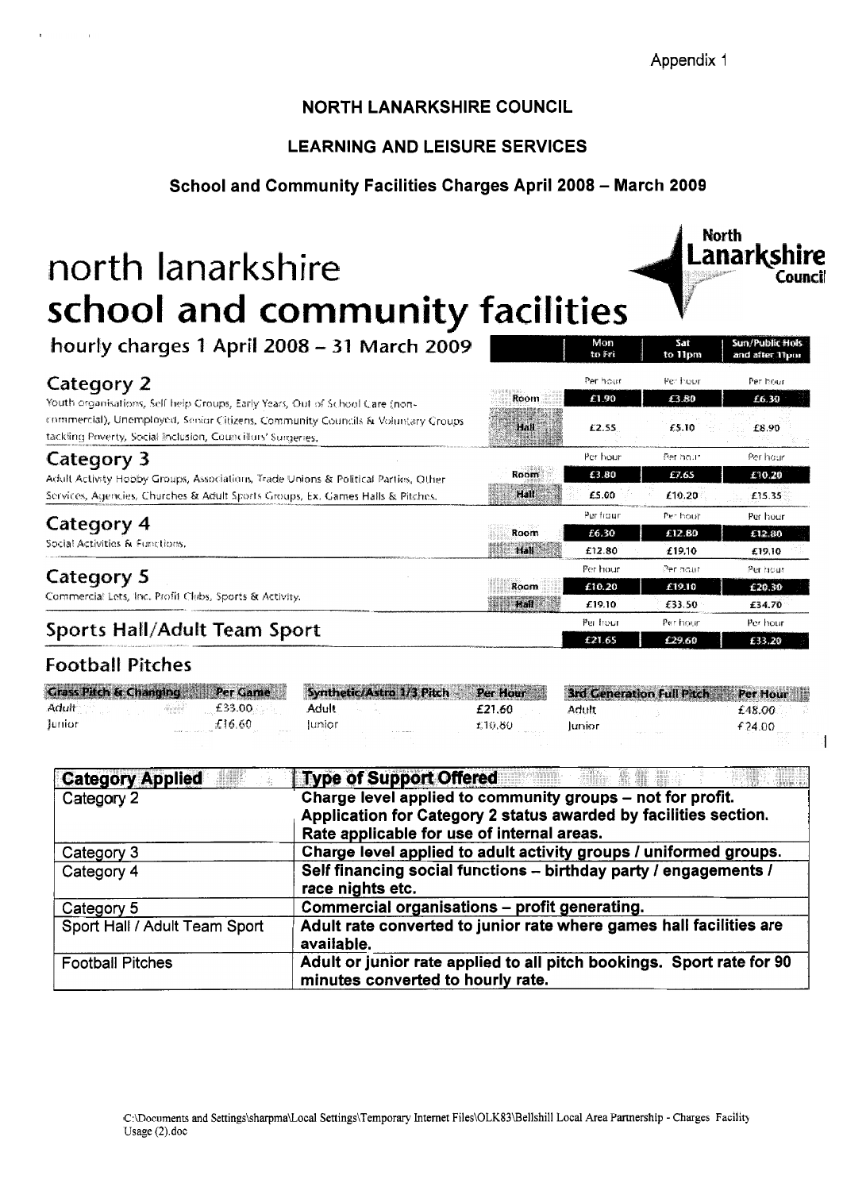Appendix 1

**NORTH LANARKSHIRE COUNCIL**

**LEARNING AND LEISURE SERVICES**

**School and Community Facilities Charges April 2008 – March 2009**

# north lanarkshire school and community facilities

North Lanarkshire Council

hourly charges 1 April 2008 – 31 March 2009

| | | Mon to Fri | Sat to 11pm | Sun/Public Hols and after 11pm |
|---|---|---|---|---|
| **Category 2**<br>Youth organisations, Self help Groups, Early Years, Out of School Care (non-commercial), Unemployed, Senior Citizens, Community Councils & Voluntary Groups tackling Poverty, Social Inclusion, Councillors' Surgeries. | | Per hour | Per hour | Per hour |
| | Room | £1.90 | £3.80 | £6.30 |
| | Hall | £2.55 | £5.10 | £8.90 |
| **Category 3**<br>Adult Activity Hobby Groups, Associations, Trade Unions & Political Parties, Other Services, Agencies, Churches & Adult Sports Groups, Ex. Games Halls & Pitches. | | Per hour | Per hour | Per hour |
| | Room | £3.80 | £7.65 | £10.20 |
| | Hall | £5.00 | £10.20 | £15.35 |
| **Category 4**<br>Social Activities & Functions. | | Per hour | Per hour | Per hour |
| | Room | £6.30 | £12.80 | £12.80 |
| | Hall | £12.80 | £19.10 | £19.10 |
| **Category 5**<br>Commercial Lets, Inc. Profit Clubs, Sports & Activity. | | Per hour | Per hour | Per hour |
| | Room | £10.20 | £19.10 | £20.30 |
| | Hall | £19.10 | £33.50 | £34.70 |
| **Sports Hall/Adult Team Sport** | | Per hour | Per hour | Per hour |
| | | £21.65 | £29.60 | £33.20 |

## Football Pitches

| Grass Pitch & Changing | Per Game | Synthetic/Astro 1/3 Pitch | Per Hour | 3rd Generation Full Pitch | Per Hour |
|---|---|---|---|---|---|
| Adult | £33.00 | Adult | £21.60 | Adult | £48.00 |
| Junior | £16.60 | Junior | £10.80 | Junior | £24.00 |

| Category Applied | Type of Support Offered |
|---|---|
| Category 2 | **Charge level applied to community groups – not for profit. Application for Category 2 status awarded by facilities section. Rate applicable for use of internal areas.** |
| Category 3 | **Charge level applied to adult activity groups / uniformed groups.** |
| Category 4 | **Self financing social functions – birthday party / engagements / race nights etc.** |
| Category 5 | **Commercial organisations – profit generating.** |
| Sport Hall / Adult Team Sport | **Adult rate converted to junior rate where games hall facilities are available.** |
| Football Pitches | **Adult or junior rate applied to all pitch bookings. Sport rate for 90 minutes converted to hourly rate.** |

C:\Documents and Settings\sharpma\Local Settings\Temporary Internet Files\OLK83\Bellshill Local Area Partnership - Charges Facility Usage (2).doc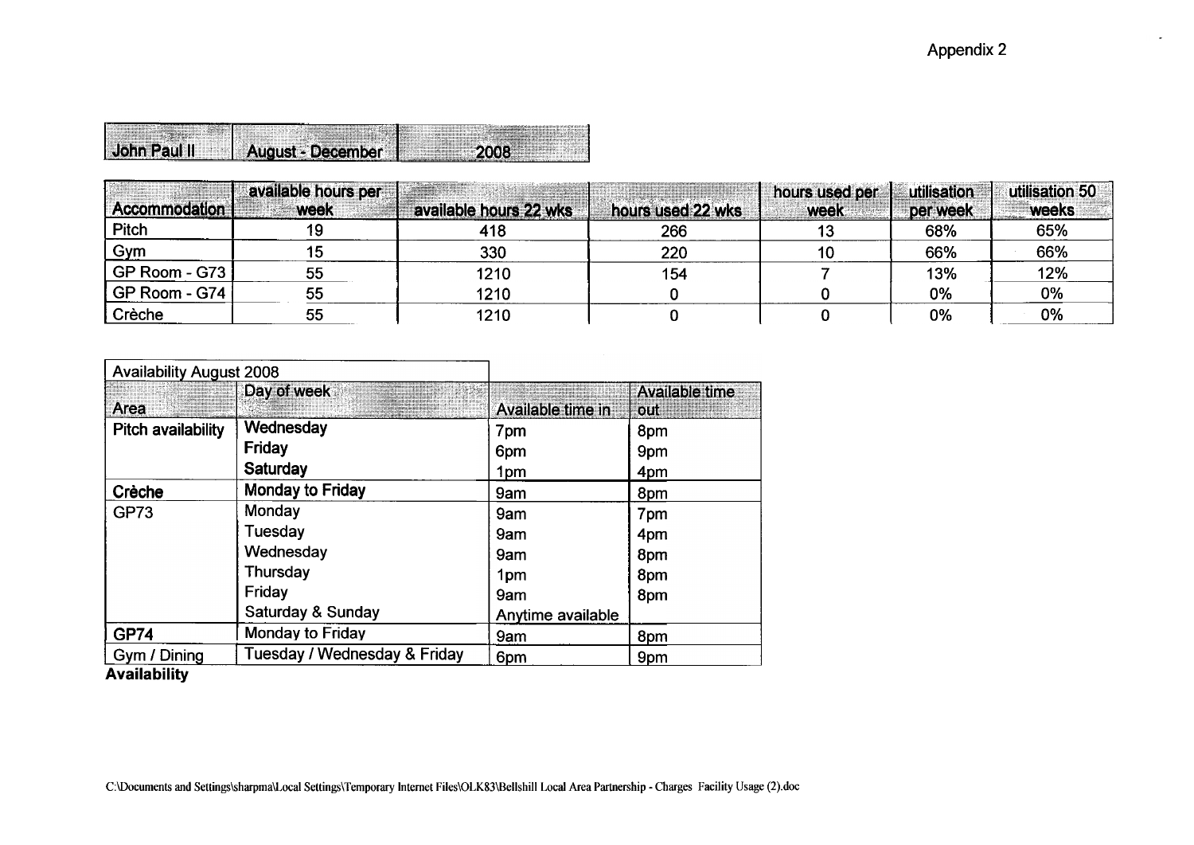Appendix 2

| John Paul II | August - December | 2008 |
|---|---|---|

| Accommodation | available hours per week | available hours 22 wks | hours used 22 wks | hours used per week | utilisation per week | utilisation 50 weeks |
|---|---|---|---|---|---|---|
| Pitch | 19 | 418 | 266 | 13 | 68% | 65% |
| Gym | 15 | 330 | 220 | 10 | 66% | 66% |
| GP Room - G73 | 55 | 1210 | 154 | 7 | 13% | 12% |
| GP Room - G74 | 55 | 1210 | 0 | 0 | 0% | 0% |
| Crèche | 55 | 1210 | 0 | 0 | 0% | 0% |

| Availability August 2008 | | | |
|---|---|---|---|
| Area | Day of week | Available time in | Available time out |
| **Pitch availability** | **Wednesday** | 7pm | 8pm |
| | **Friday** | 6pm | 9pm |
| | **Saturday** | 1pm | 4pm |
| **Crèche** | **Monday to Friday** | 9am | 8pm |
| GP73 | Monday | 9am | 7pm |
| | Tuesday | 9am | 4pm |
| | Wednesday | 9am | 8pm |
| | Thursday | 1pm | 8pm |
| | Friday | 9am | 8pm |
| | Saturday & Sunday | Anytime available | |
| **GP74** | Monday to Friday | 9am | 8pm |
| Gym / Dining | Tuesday / Wednesday & Friday | 6pm | 9pm |

**Availability**

C:\Documents and Settings\sharpma\Local Settings\Temporary Internet Files\OLK83\Bellshill Local Area Partnership - Charges Facility Usage (2).doc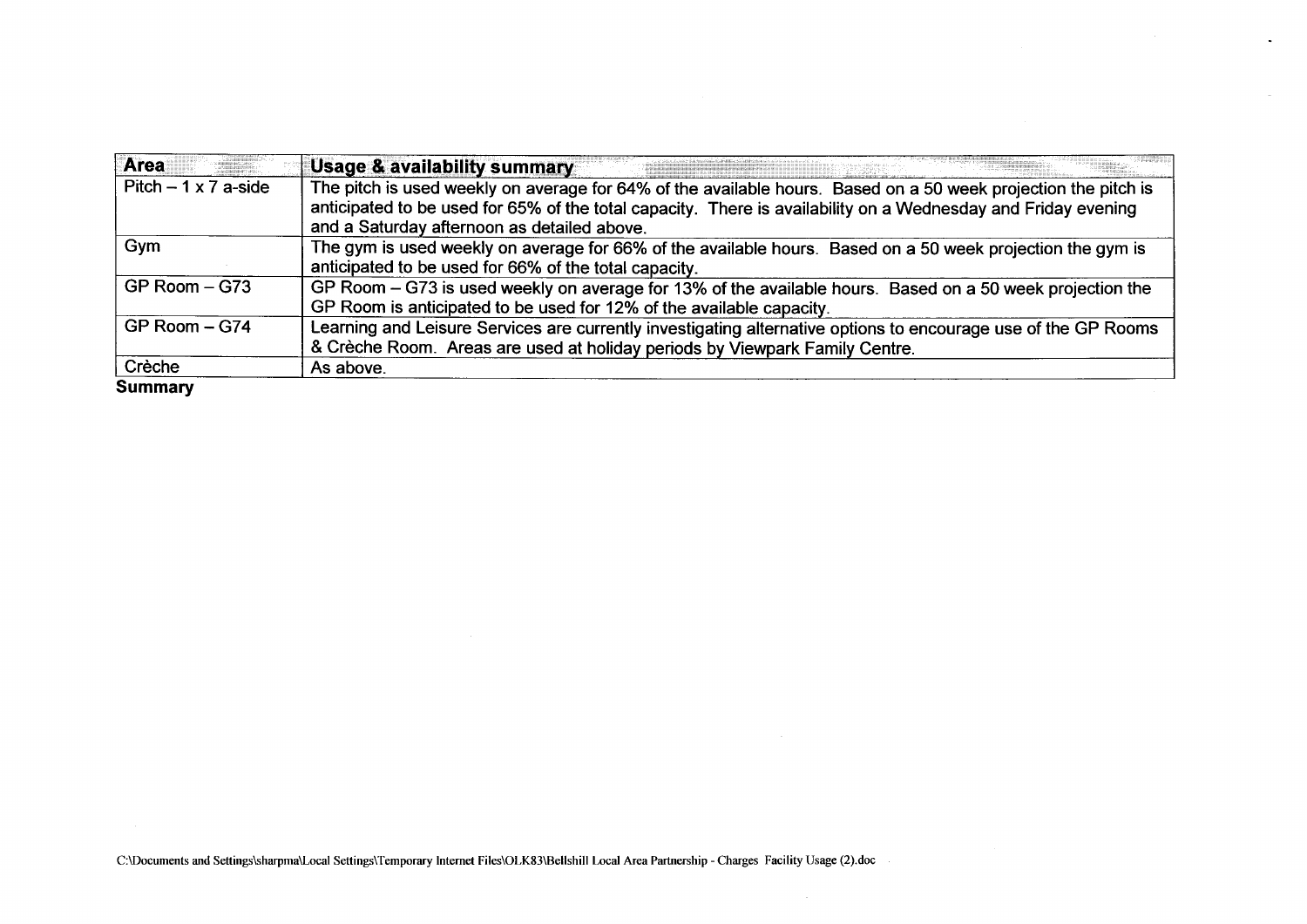| Area | Usage & availability summary |
| --- | --- |
| Pitch – 1 x 7 a-side | The pitch is used weekly on average for 64% of the available hours. Based on a 50 week projection the pitch is anticipated to be used for 65% of the total capacity. There is availability on a Wednesday and Friday evening and a Saturday afternoon as detailed above. |
| Gym | The gym is used weekly on average for 66% of the available hours. Based on a 50 week projection the gym is anticipated to be used for 66% of the total capacity. |
| GP Room – G73 | GP Room – G73 is used weekly on average for 13% of the available hours. Based on a 50 week projection the GP Room is anticipated to be used for 12% of the available capacity. |
| GP Room – G74 | Learning and Leisure Services are currently investigating alternative options to encourage use of the GP Rooms & Crèche Room. Areas are used at holiday periods by Viewpark Family Centre. |
| Crèche | As above. |

**Summary**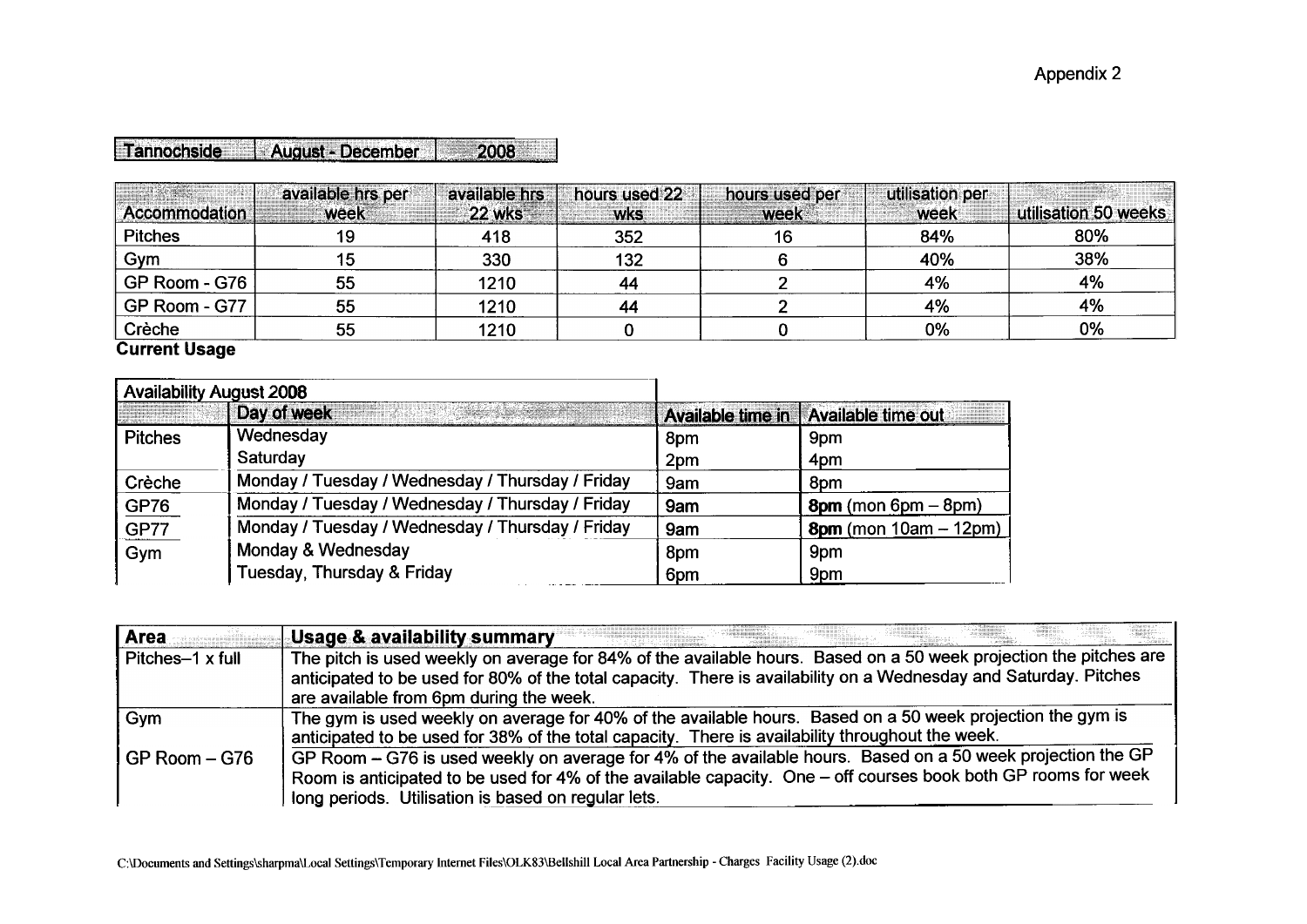Appendix 2

| Tannochside | August - December | 2008 |
|---|---|---|

| Accommodation | available hrs per week | available hrs 22 wks | hours used 22 wks | hours used per week | utilisation per week | utilisation 50 weeks |
|---|---|---|---|---|---|---|
| Pitches | 19 | 418 | 352 | 16 | 84% | 80% |
| Gym | 15 | 330 | 132 | 6 | 40% | 38% |
| GP Room - G76 | 55 | 1210 | 44 | 2 | 4% | 4% |
| GP Room - G77 | 55 | 1210 | 44 | 2 | 4% | 4% |
| Crèche | 55 | 1210 | 0 | 0 | 0% | 0% |

**Current Usage**

| Availability August 2008 | | | |
|---|---|---|---|
| | Day of week | Available time in | Available time out |
| Pitches | Wednesday | 8pm | 9pm |
| | Saturday | 2pm | 4pm |
| Crèche | Monday / Tuesday / Wednesday / Thursday / Friday | 9am | 8pm |
| GP76 | Monday / Tuesday / Wednesday / Thursday / Friday | 9am | **8pm** (mon 6pm – 8pm) |
| GP77 | Monday / Tuesday / Wednesday / Thursday / Friday | 9am | **8pm** (mon 10am – 12pm) |
| Gym | Monday & Wednesday | 8pm | 9pm |
| | Tuesday, Thursday & Friday | 6pm | 9pm |

| Area | Usage & availability summary |
|---|---|
| Pitches–1 x full | The pitch is used weekly on average for 84% of the available hours. Based on a 50 week projection the pitches are anticipated to be used for 80% of the total capacity. There is availability on a Wednesday and Saturday. Pitches are available from 6pm during the week. |
| Gym | The gym is used weekly on average for 40% of the available hours. Based on a 50 week projection the gym is anticipated to be used for 38% of the total capacity. There is availability throughout the week. |
| GP Room – G76 | GP Room – G76 is used weekly on average for 4% of the available hours. Based on a 50 week projection the GP Room is anticipated to be used for 4% of the available capacity. One – off courses book both GP rooms for week long periods. Utilisation is based on regular lets. |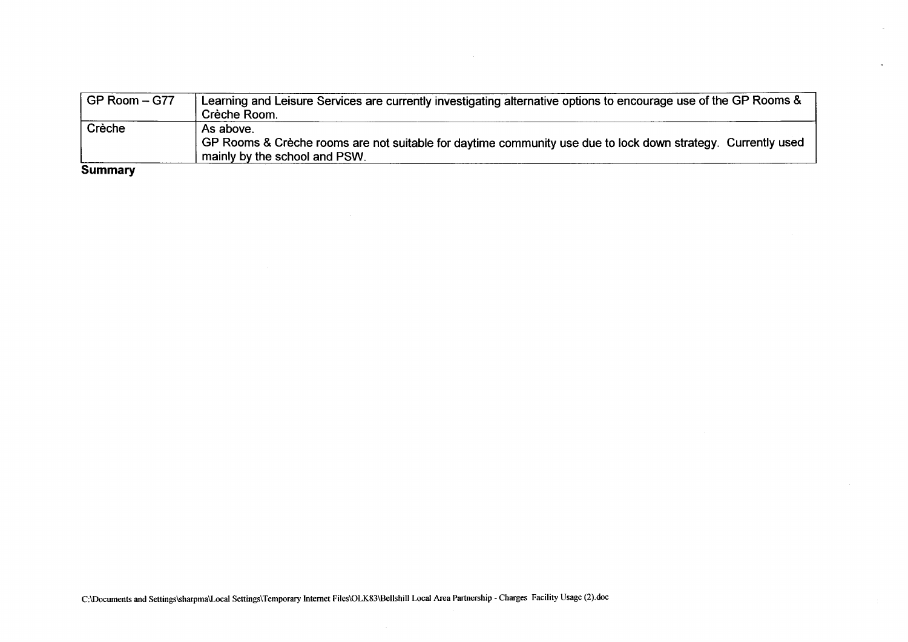| | |
|---|---|
| GP Room – G77 | Learning and Leisure Services are currently investigating alternative options to encourage use of the GP Rooms & Crèche Room. |
| Crèche | As above.<br>GP Rooms & Crèche rooms are not suitable for daytime community use due to lock down strategy. Currently used mainly by the school and PSW. |

**Summary**

C:\Documents and Settings\sharpma\Local Settings\Temporary Internet Files\OLK83\Bellshill Local Area Partnership - Charges Facility Usage (2).doc